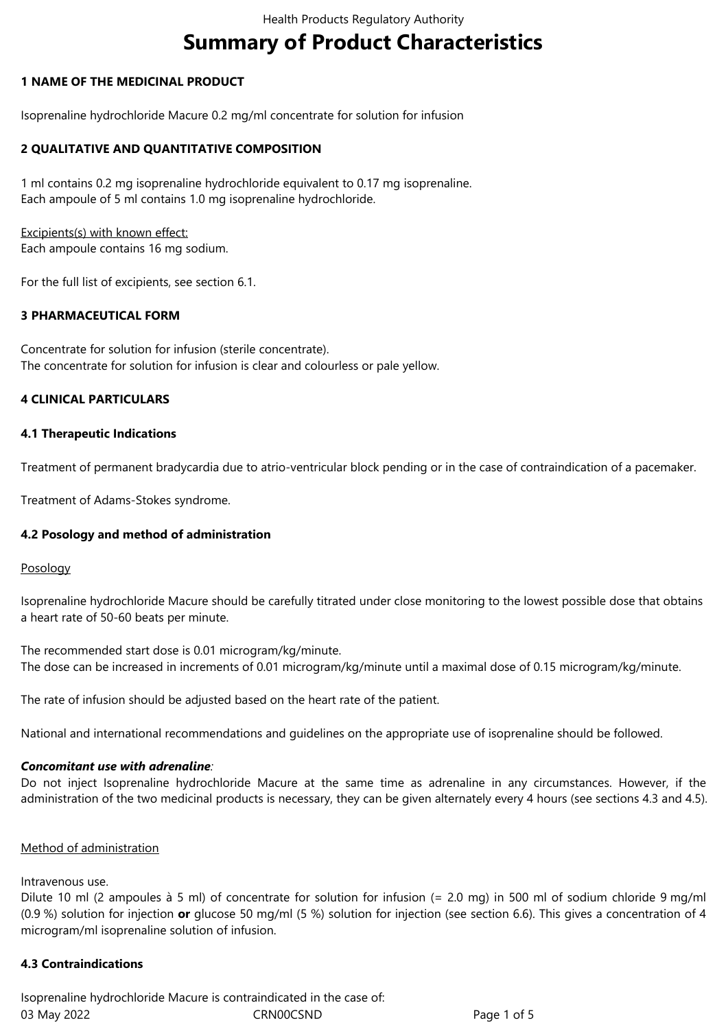# Summary of Product Characteristics

## 1 NAME OF THE MEDICINAL PRODUCT

Isoprenaline hydrochloride Macure 0.2 mg/ml concentrate for solution for infusion

## 2 QUALITATIVE AND QUANTITATIVE COMPOSITION

1 ml contains 0.2 mg isoprenaline hydrochloride equivalent to 0.17 mg isoprenaline.
Each ampoule of 5 ml contains 1.0 mg isoprenaline hydrochloride.

Excipients(s) with known effect:
Each ampoule contains 16 mg sodium.

For the full list of excipients, see section 6.1.

## 3 PHARMACEUTICAL FORM

Concentrate for solution for infusion (sterile concentrate).
The concentrate for solution for infusion is clear and colourless or pale yellow.

## 4 CLINICAL PARTICULARS

### 4.1 Therapeutic Indications

Treatment of permanent bradycardia due to atrio-ventricular block pending or in the case of contraindication of a pacemaker.

Treatment of Adams-Stokes syndrome.

### 4.2 Posology and method of administration

Posology

Isoprenaline hydrochloride Macure should be carefully titrated under close monitoring to the lowest possible dose that obtains a heart rate of 50-60 beats per minute.

The recommended start dose is 0.01 microgram/kg/minute.
The dose can be increased in increments of 0.01 microgram/kg/minute until a maximal dose of 0.15 microgram/kg/minute.

The rate of infusion should be adjusted based on the heart rate of the patient.

National and international recommendations and guidelines on the appropriate use of isoprenaline should be followed.

***Concomitant use with adrenaline***:
Do not inject Isoprenaline hydrochloride Macure at the same time as adrenaline in any circumstances. However, if the administration of the two medicinal products is necessary, they can be given alternately every 4 hours (see sections 4.3 and 4.5).

Method of administration

Intravenous use.
Dilute 10 ml (2 ampoules à 5 ml) of concentrate for solution for infusion (= 2.0 mg) in 500 ml of sodium chloride 9 mg/ml (0.9 %) solution for injection **or** glucose 50 mg/ml (5 %) solution for injection (see section 6.6). This gives a concentration of 4 microgram/ml isoprenaline solution of infusion.

### 4.3 Contraindications

Isoprenaline hydrochloride Macure is contraindicated in the case of: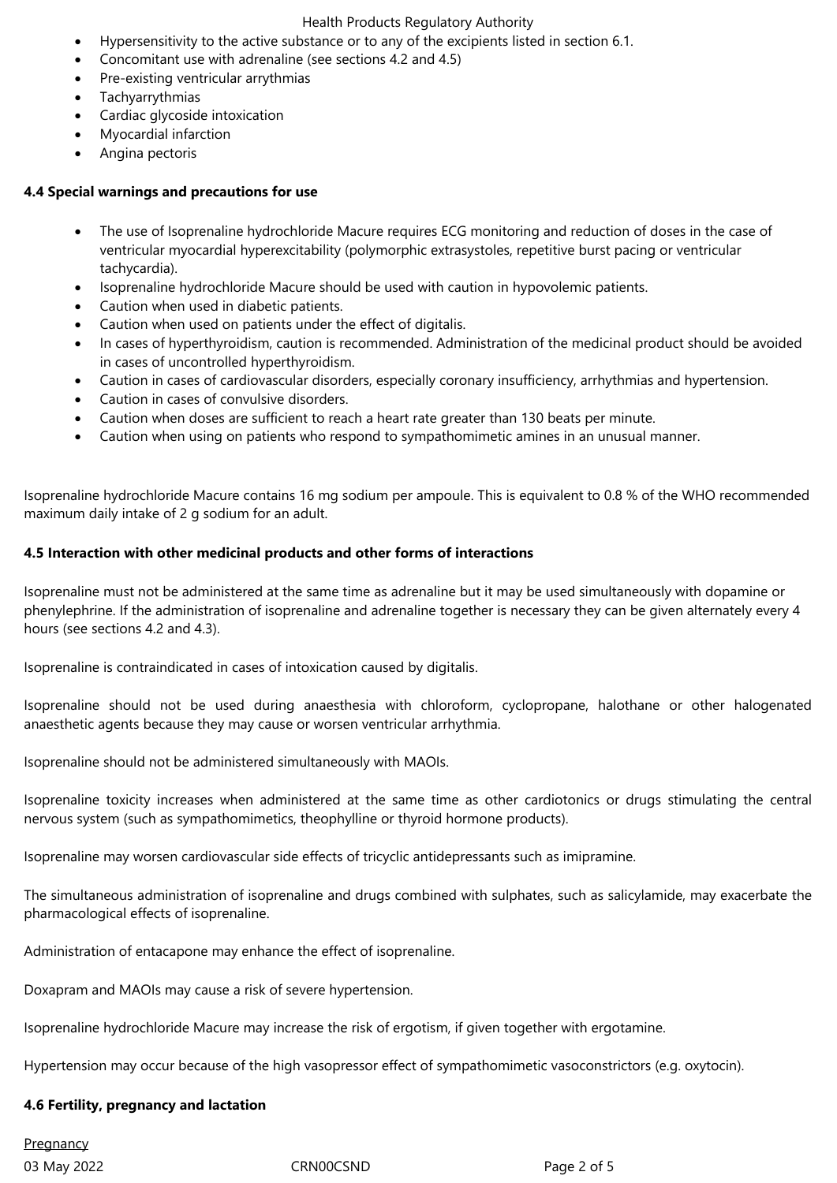- Hypersensitivity to the active substance or to any of the excipients listed in section 6.1.
- Concomitant use with adrenaline (see sections 4.2 and 4.5)
- Pre-existing ventricular arrythmias
- Tachyarrythmias
- Cardiac glycoside intoxication
- Myocardial infarction
- Angina pectoris

**4.4 Special warnings and precautions for use**

- The use of Isoprenaline hydrochloride Macure requires ECG monitoring and reduction of doses in the case of ventricular myocardial hyperexcitability (polymorphic extrasystoles, repetitive burst pacing or ventricular tachycardia).
- Isoprenaline hydrochloride Macure should be used with caution in hypovolemic patients.
- Caution when used in diabetic patients.
- Caution when used on patients under the effect of digitalis.
- In cases of hyperthyroidism, caution is recommended. Administration of the medicinal product should be avoided in cases of uncontrolled hyperthyroidism.
- Caution in cases of cardiovascular disorders, especially coronary insufficiency, arrhythmias and hypertension.
- Caution in cases of convulsive disorders.
- Caution when doses are sufficient to reach a heart rate greater than 130 beats per minute.
- Caution when using on patients who respond to sympathomimetic amines in an unusual manner.

Isoprenaline hydrochloride Macure contains 16 mg sodium per ampoule. This is equivalent to 0.8 % of the WHO recommended maximum daily intake of 2 g sodium for an adult.

**4.5 Interaction with other medicinal products and other forms of interactions**

Isoprenaline must not be administered at the same time as adrenaline but it may be used simultaneously with dopamine or phenylephrine. If the administration of isoprenaline and adrenaline together is necessary they can be given alternately every 4 hours (see sections 4.2 and 4.3).

Isoprenaline is contraindicated in cases of intoxication caused by digitalis.

Isoprenaline should not be used during anaesthesia with chloroform, cyclopropane, halothane or other halogenated anaesthetic agents because they may cause or worsen ventricular arrhythmia.

Isoprenaline should not be administered simultaneously with MAOIs.

Isoprenaline toxicity increases when administered at the same time as other cardiotonics or drugs stimulating the central nervous system (such as sympathomimetics, theophylline or thyroid hormone products).

Isoprenaline may worsen cardiovascular side effects of tricyclic antidepressants such as imipramine.

The simultaneous administration of isoprenaline and drugs combined with sulphates, such as salicylamide, may exacerbate the pharmacological effects of isoprenaline.

Administration of entacapone may enhance the effect of isoprenaline.

Doxapram and MAOIs may cause a risk of severe hypertension.

Isoprenaline hydrochloride Macure may increase the risk of ergotism, if given together with ergotamine.

Hypertension may occur because of the high vasopressor effect of sympathomimetic vasoconstrictors (e.g. oxytocin).

**4.6 Fertility, pregnancy and lactation**

Pregnancy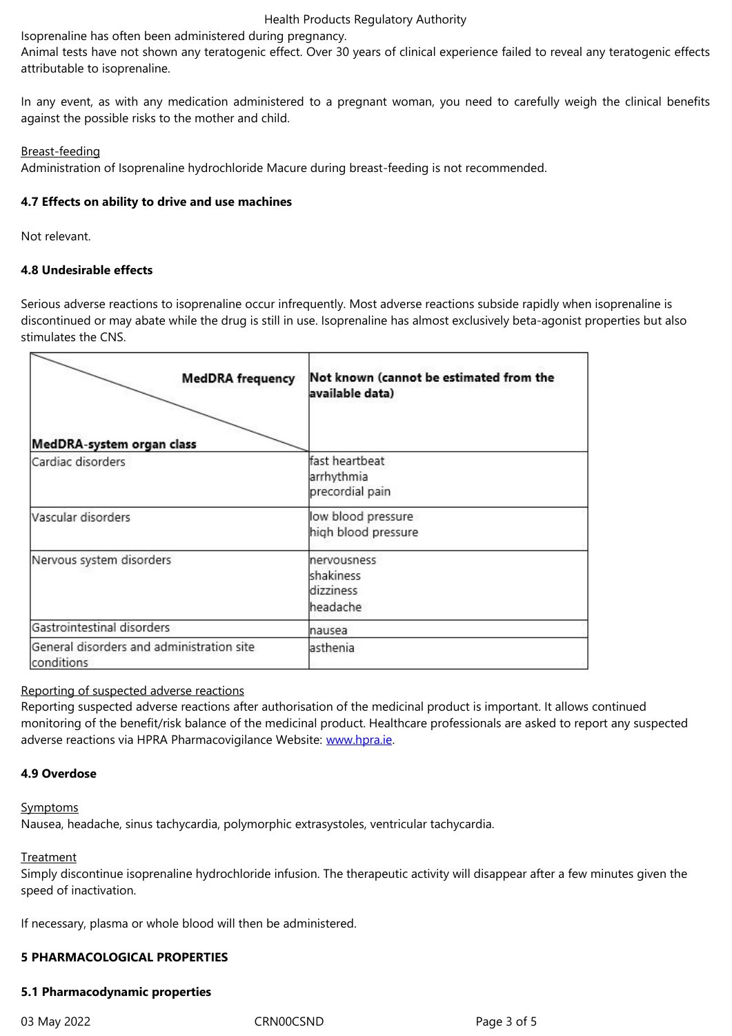Isoprenaline has often been administered during pregnancy.
Animal tests have not shown any teratogenic effect. Over 30 years of clinical experience failed to reveal any teratogenic effects attributable to isoprenaline.

In any event, as with any medication administered to a pregnant woman, you need to carefully weigh the clinical benefits against the possible risks to the mother and child.

Breast-feeding
Administration of Isoprenaline hydrochloride Macure during breast-feeding is not recommended.

**4.7 Effects on ability to drive and use machines**

Not relevant.

**4.8 Undesirable effects**

Serious adverse reactions to isoprenaline occur infrequently. Most adverse reactions subside rapidly when isoprenaline is discontinued or may abate while the drug is still in use. Isoprenaline has almost exclusively beta-agonist properties but also stimulates the CNS.

| MedDRA frequency / MedDRA-system organ class | Not known (cannot be estimated from the available data) |
| --- | --- |
| Cardiac disorders | fast heartbeat<br>arrhythmia<br>precordial pain |
| Vascular disorders | low blood pressure<br>high blood pressure |
| Nervous system disorders | nervousness<br>shakiness<br>dizziness<br>headache |
| Gastrointestinal disorders | nausea |
| General disorders and administration site conditions | asthenia |

Reporting of suspected adverse reactions
Reporting suspected adverse reactions after authorisation of the medicinal product is important. It allows continued monitoring of the benefit/risk balance of the medicinal product. Healthcare professionals are asked to report any suspected adverse reactions via HPRA Pharmacovigilance Website: www.hpra.ie.

**4.9 Overdose**

Symptoms
Nausea, headache, sinus tachycardia, polymorphic extrasystoles, ventricular tachycardia.

Treatment
Simply discontinue isoprenaline hydrochloride infusion. The therapeutic activity will disappear after a few minutes given the speed of inactivation.

If necessary, plasma or whole blood will then be administered.

**5 PHARMACOLOGICAL PROPERTIES**

**5.1 Pharmacodynamic properties**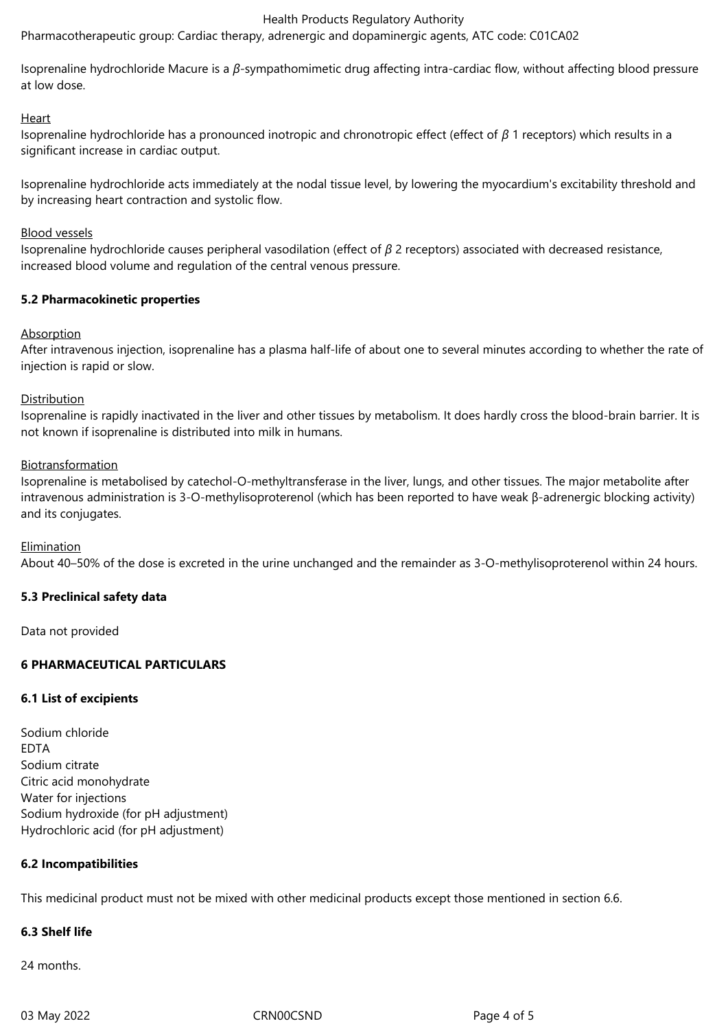Pharmacotherapeutic group: Cardiac therapy, adrenergic and dopaminergic agents, ATC code: C01CA02

Isoprenaline hydrochloride Macure is a $\beta$-sympathomimetic drug affecting intra-cardiac flow, without affecting blood pressure at low dose.

Heart

Isoprenaline hydrochloride has a pronounced inotropic and chronotropic effect (effect of $\beta$ 1 receptors) which results in a significant increase in cardiac output.

Isoprenaline hydrochloride acts immediately at the nodal tissue level, by lowering the myocardium's excitability threshold and by increasing heart contraction and systolic flow.

Blood vessels

Isoprenaline hydrochloride causes peripheral vasodilation (effect of $\beta$ 2 receptors) associated with decreased resistance, increased blood volume and regulation of the central venous pressure.

**5.2 Pharmacokinetic properties**

Absorption

After intravenous injection, isoprenaline has a plasma half-life of about one to several minutes according to whether the rate of injection is rapid or slow.

Distribution

Isoprenaline is rapidly inactivated in the liver and other tissues by metabolism. It does hardly cross the blood-brain barrier. It is not known if isoprenaline is distributed into milk in humans.

Biotransformation

Isoprenaline is metabolised by catechol-O-methyltransferase in the liver, lungs, and other tissues. The major metabolite after intravenous administration is 3-O-methylisoproterenol (which has been reported to have weak β-adrenergic blocking activity) and its conjugates.

Elimination

About 40–50% of the dose is excreted in the urine unchanged and the remainder as 3-O-methylisoproterenol within 24 hours.

**5.3 Preclinical safety data**

Data not provided

**6 PHARMACEUTICAL PARTICULARS**

**6.1 List of excipients**

Sodium chloride
EDTA
Sodium citrate
Citric acid monohydrate
Water for injections
Sodium hydroxide (for pH adjustment)
Hydrochloric acid (for pH adjustment)

**6.2 Incompatibilities**

This medicinal product must not be mixed with other medicinal products except those mentioned in section 6.6.

**6.3 Shelf life**

24 months.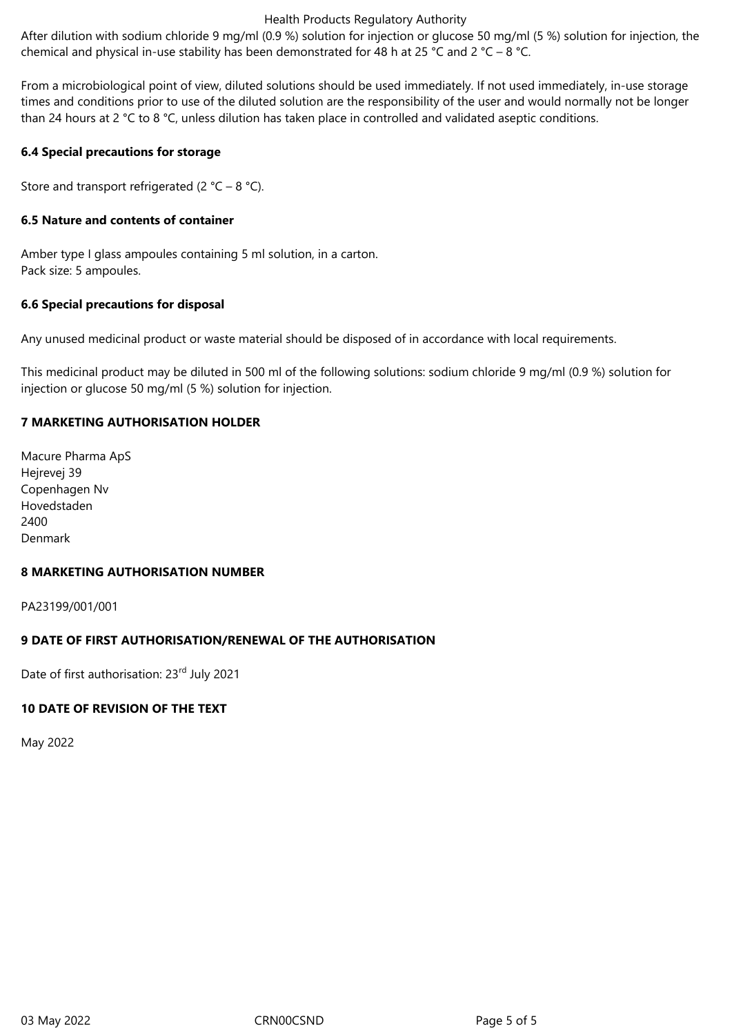After dilution with sodium chloride 9 mg/ml (0.9 %) solution for injection or glucose 50 mg/ml (5 %) solution for injection, the chemical and physical in-use stability has been demonstrated for 48 h at 25 °C and 2 °C – 8 °C.

From a microbiological point of view, diluted solutions should be used immediately. If not used immediately, in-use storage times and conditions prior to use of the diluted solution are the responsibility of the user and would normally not be longer than 24 hours at 2 °C to 8 °C, unless dilution has taken place in controlled and validated aseptic conditions.

### 6.4 Special precautions for storage

Store and transport refrigerated (2 °C – 8 °C).

### 6.5 Nature and contents of container

Amber type I glass ampoules containing 5 ml solution, in a carton.
Pack size: 5 ampoules.

### 6.6 Special precautions for disposal

Any unused medicinal product or waste material should be disposed of in accordance with local requirements.

This medicinal product may be diluted in 500 ml of the following solutions: sodium chloride 9 mg/ml (0.9 %) solution for injection or glucose 50 mg/ml (5 %) solution for injection.

## 7 MARKETING AUTHORISATION HOLDER

Macure Pharma ApS
Hejrevej 39
Copenhagen Nv
Hovedstaden
2400
Denmark

## 8 MARKETING AUTHORISATION NUMBER

PA23199/001/001

## 9 DATE OF FIRST AUTHORISATION/RENEWAL OF THE AUTHORISATION

Date of first authorisation: 23rd July 2021

## 10 DATE OF REVISION OF THE TEXT

May 2022